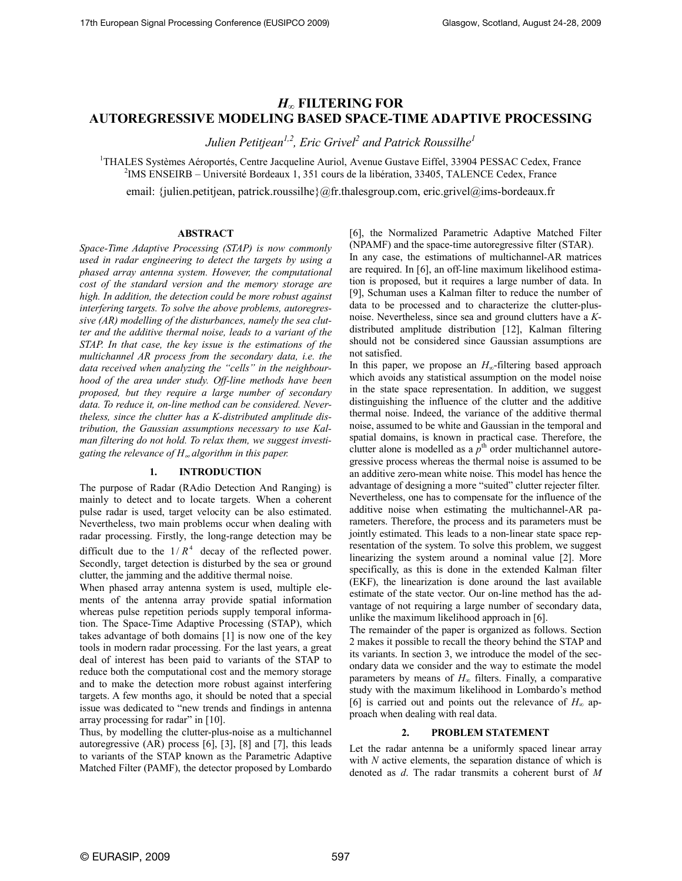# $H_\infty$ FILTERING FOR AUTOREGRESSIVE MODELING BASED SPACE-TIME ADAPTIVE PROCESSING

*Julien Petitjean[1,2], Eric Grivel[2] and Patrick Roussilhe[1]*

[1]THALES Systèmes Aéroportés, Centre Jacqueline Auriol, Avenue Gustave Eiffel, 33904 PESSAC Cedex, France
[2]IMS ENSEIRB – Université Bordeaux 1, 351 cours de la libération, 33405, TALENCE Cedex, France

email: {julien.petitjean, patrick.roussilhe}@fr.thalesgroup.com, eric.grivel@ims-bordeaux.fr

## ABSTRACT

*Space-Time Adaptive Processing (STAP) is now commonly used in radar engineering to detect the targets by using a phased array antenna system. However, the computational cost of the standard version and the memory storage are high. In addition, the detection could be more robust against interfering targets. To solve the above problems, autoregressive (AR) modelling of the disturbances, namely the sea clutter and the additive thermal noise, leads to a variant of the STAP. In that case, the key issue is the estimations of the multichannel AR process from the secondary data, i.e. the data received when analyzing the "cells" in the neighbourhood of the area under study. Off-line methods have been proposed, but they require a large number of secondary data. To reduce it, on-line method can be considered. Nevertheless, since the clutter has a K-distributed amplitude distribution, the Gaussian assumptions necessary to use Kalman filtering do not hold. To relax them, we suggest investigating the relevance of $H_\infty$ algorithm in this paper.*

## 1. INTRODUCTION

The purpose of Radar (RAdio Detection And Ranging) is mainly to detect and to locate targets. When a coherent pulse radar is used, target velocity can be also estimated. Nevertheless, two main problems occur when dealing with radar processing. Firstly, the long-range detection may be difficult due to the $1/R^4$ decay of the reflected power. Secondly, target detection is disturbed by the sea or ground clutter, the jamming and the additive thermal noise.

When phased array antenna system is used, multiple elements of the antenna array provide spatial information whereas pulse repetition periods supply temporal information. The Space-Time Adaptive Processing (STAP), which takes advantage of both domains [1] is now one of the key tools in modern radar processing. For the last years, a great deal of interest has been paid to variants of the STAP to reduce both the computational cost and the memory storage and to make the detection more robust against interfering targets. A few months ago, it should be noted that a special issue was dedicated to "new trends and findings in antenna array processing for radar" in [10].

Thus, by modelling the clutter-plus-noise as a multichannel autoregressive (AR) process [6], [3], [8] and [7], this leads to variants of the STAP known as the Parametric Adaptive Matched Filter (PAMF), the detector proposed by Lombardo [6], the Normalized Parametric Adaptive Matched Filter (NPAMF) and the space-time autoregressive filter (STAR).

In any case, the estimations of multichannel-AR matrices are required. In [6], an off-line maximum likelihood estimation is proposed, but it requires a large number of data. In [9], Schuman uses a Kalman filter to reduce the number of data to be processed and to characterize the clutter-plus-noise. Nevertheless, since sea and ground clutters have a *K*-distributed amplitude distribution [12], Kalman filtering should not be considered since Gaussian assumptions are not satisfied.

In this paper, we propose an $H_\infty$-filtering based approach which avoids any statistical assumption on the model noise in the state space representation. In addition, we suggest distinguishing the influence of the clutter and the additive thermal noise. Indeed, the variance of the additive thermal noise, assumed to be white and Gaussian in the temporal and spatial domains, is known in practical case. Therefore, the clutter alone is modelled as a $p^{\text{th}}$ order multichannel autoregressive process whereas the thermal noise is assumed to be an additive zero-mean white noise. This model has hence the advantage of designing a more "suited" clutter rejecter filter. Nevertheless, one has to compensate for the influence of the additive noise when estimating the multichannel-AR parameters. Therefore, the process and its parameters must be jointly estimated. This leads to a non-linear state space representation of the system. To solve this problem, we suggest linearizing the system around a nominal value [2]. More specifically, as this is done in the extended Kalman filter (EKF), the linearization is done around the last available estimate of the state vector. Our on-line method has the advantage of not requiring a large number of secondary data, unlike the maximum likelihood approach in [6].

The remainder of the paper is organized as follows. Section 2 makes it possible to recall the theory behind the STAP and its variants. In section 3, we introduce the model of the secondary data we consider and the way to estimate the model parameters by means of $H_\infty$ filters. Finally, a comparative study with the maximum likelihood in Lombardo's method [6] is carried out and points out the relevance of $H_\infty$ approach when dealing with real data.

## 2. PROBLEM STATEMENT

Let the radar antenna be a uniformly spaced linear array with $N$ active elements, the separation distance of which is denoted as $d$. The radar transmits a coherent burst of $M$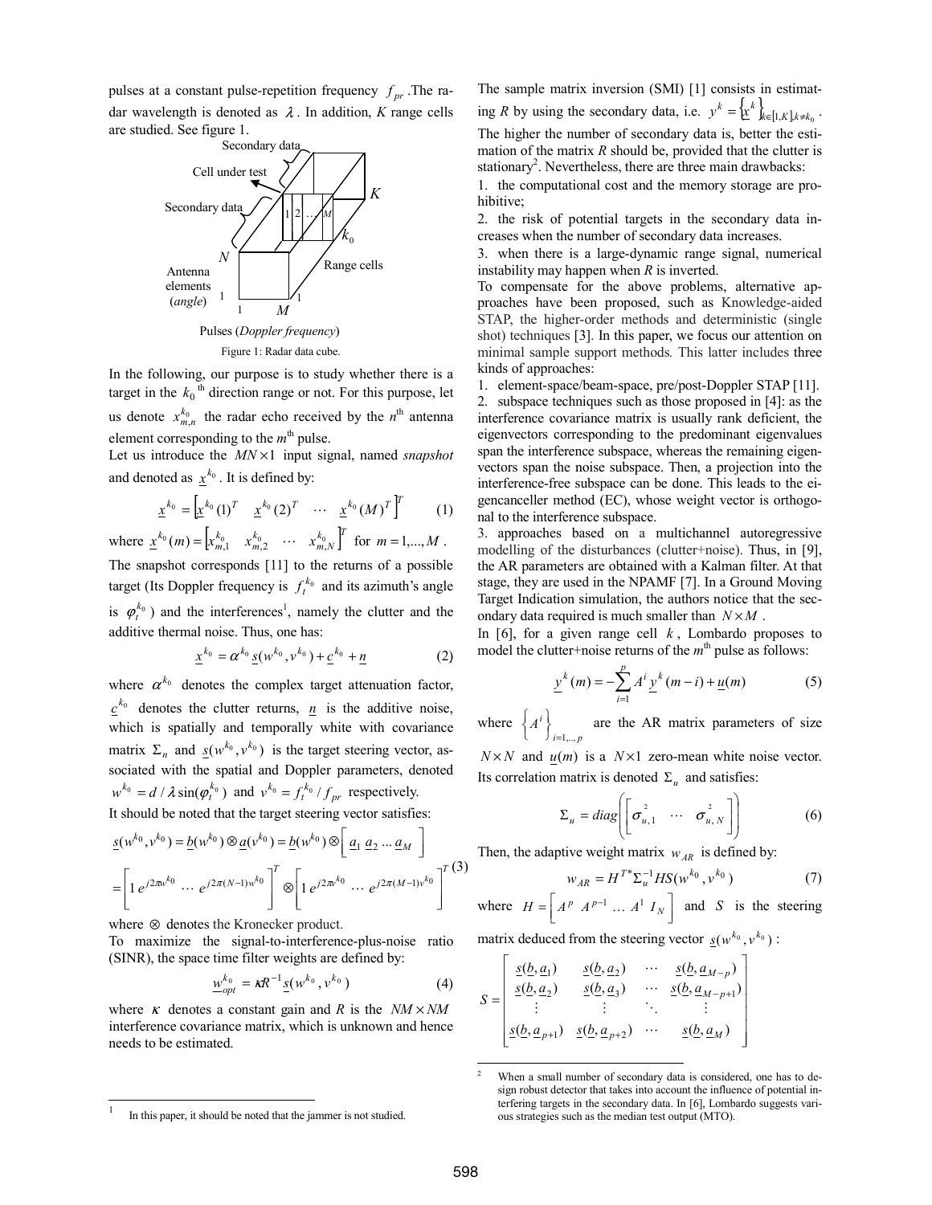pulses at a constant pulse-repetition frequency $f_{pr}$. The radar wavelength is denoted as $\lambda$. In addition, $K$ range cells are studied. See figure 1.

Figure 1: Radar data cube.

In the following, our purpose is to study whether there is a target in the $k_0$ th direction range or not. For this purpose, let us denote $x_{m,n}^{k_0}$ the radar echo received by the $n^{\text{th}}$ antenna element corresponding to the $m^{\text{th}}$ pulse.

Let us introduce the $MN \times 1$ input signal, named *snapshot* and denoted as $\underline{x}^{k_0}$. It is defined by:

$$\underline{x}^{k_0} = \left[\underline{x}^{k_0}(1)^T \quad \underline{x}^{k_0}(2)^T \quad \cdots \quad \underline{x}^{k_0}(M)^T\right]^T \qquad (1)$$

where $\underline{x}^{k_0}(m) = \left[x_{m,1}^{k_0} \quad x_{m,2}^{k_0} \quad \cdots \quad x_{m,N}^{k_0}\right]^T$ for $m = 1,...,M$.

The snapshot corresponds [11] to the returns of a possible target (Its Doppler frequency is $f_t^{k_0}$ and its azimuth's angle is $\varphi_t^{k_0}$) and the interferences[1], namely the clutter and the additive thermal noise. Thus, one has:

$$\underline{x}^{k_0} = \alpha^{k_0}\underline{s}(w^{k_0}, v^{k_0}) + \underline{c}^{k_0} + \underline{n} \qquad (2)$$

where $\alpha^{k_0}$ denotes the complex target attenuation factor, $\underline{c}^{k_0}$ denotes the clutter returns, $\underline{n}$ is the additive noise, which is spatially and temporally white with covariance matrix $\Sigma_n$ and $\underline{s}(w^{k_0}, v^{k_0})$ is the target steering vector, associated with the spatial and Doppler parameters, denoted $w^{k_0} = d/\lambda \sin(\varphi_t^{k_0})$ and $v^{k_0} = f_t^{k_0}/f_{pr}$ respectively.

It should be noted that the target steering vector satisfies:

$$\underline{s}(w^{k_0}, v^{k_0}) = \underline{b}(w^{k_0}) \otimes \underline{a}(v^{k_0}) = \underline{b}(w^{k_0}) \otimes \left[\underline{a}_1 \ \underline{a}_2 \ ... \ \underline{a}_M\right]$$

$$= \left[1 \ e^{j2\pi w^{k_0}} \ \cdots \ e^{j2\pi(N-1)w^{k_0}}\right]^T \otimes \left[1 \ e^{j2\pi v^{k_0}} \ \cdots \ e^{j2\pi(M-1)v^{k_0}}\right]^T \qquad (3)$$

where $\otimes$ denotes the Kronecker product.

To maximize the signal-to-interference-plus-noise ratio (SINR), the space time filter weights are defined by:

$$\underline{w}_{opt}^{k_0} = \kappa R^{-1}\underline{s}(w^{k_0}, v^{k_0}) \qquad (4)$$

where $\kappa$ denotes a constant gain and $R$ is the $NM \times NM$ interference covariance matrix, which is unknown and hence needs to be estimated.

The sample matrix inversion (SMI) [1] consists in estimating $R$ by using the secondary data, i.e. $y^k = \left\{\underline{x}^k\right\}_{k\in[1,K],k\neq k_0}$.

The higher the number of secondary data is, better the estimation of the matrix $R$ should be, provided that the clutter is stationary[2]. Nevertheless, there are three main drawbacks:

1. the computational cost and the memory storage are prohibitive;
2. the risk of potential targets in the secondary data increases when the number of secondary data increases.
3. when there is a large-dynamic range signal, numerical instability may happen when $R$ is inverted.

To compensate for the above problems, alternative approaches have been proposed, such as Knowledge-aided STAP, the higher-order methods and deterministic (single shot) techniques [3]. In this paper, we focus our attention on minimal sample support methods. This latter includes three kinds of approaches:

1. element-space/beam-space, pre/post-Doppler STAP [11].
2. subspace techniques such as those proposed in [4]: as the interference covariance matrix is usually rank deficient, the eigenvectors corresponding to the predominant eigenvalues span the interference subspace, whereas the remaining eigenvectors span the noise subspace. Then, a projection into the interference-free subspace can be done. This leads to the eigencanceller method (EC), whose weight vector is orthogonal to the interference subspace.
3. approaches based on a multichannel autoregressive modelling of the disturbances (clutter+noise). Thus, in [9], the AR parameters are obtained with a Kalman filter. At that stage, they are used in the NPAMF [7]. In a Ground Moving Target Indication simulation, the authors notice that the secondary data required is much smaller than $N \times M$.

In [6], for a given range cell $k$, Lombardo proposes to model the clutter+noise returns of the $m^{\text{th}}$ pulse as follows:

$$\underline{y}^k(m) = -\sum_{i=1}^{p} A^i \underline{y}^k(m-i) + \underline{u}(m) \qquad (5)$$

where $\left\{A^i\right\}_{i=1,...,p}$ are the AR matrix parameters of size $N \times N$ and $\underline{u}(m)$ is a $N \times 1$ zero-mean white noise vector. Its correlation matrix is denoted $\Sigma_u$ and satisfies:

$$\Sigma_u = diag\left(\left[\sigma_{u,1}^2 \quad \cdots \quad \sigma_{u,N}^2\right]\right) \qquad (6)$$

Then, the adaptive weight matrix $w_{AR}$ is defined by:

$$w_{AR} = H^{T*}\Sigma_u^{-1}HS(w^{k_0}, v^{k_0}) \qquad (7)$$

where $H = \left[A^p \ A^{p-1} \ \ldots \ A^1 \ I_N\right]$ and $S$ is the steering matrix deduced from the steering vector $\underline{s}(w^{k_0}, v^{k_0})$:

$$S = \begin{bmatrix} \underline{s}(b, \underline{a}_1) & \underline{s}(b, \underline{a}_2) & \cdots & \underline{s}(b, \underline{a}_{M-p}) \\ \underline{s}(b, \underline{a}_2) & \underline{s}(b, \underline{a}_3) & \cdots & \underline{s}(b, \underline{a}_{M-p+1}) \\ \vdots & \vdots & \ddots & \vdots \\ \underline{s}(b, \underline{a}_{p+1}) & \underline{s}(b, \underline{a}_{p+2}) & \cdots & \underline{s}(b, \underline{a}_M) \end{bmatrix}$$

---

[1] In this paper, it should be noted that the jammer is not studied.

[2] When a small number of secondary data is considered, one has to design robust detector that takes into account the influence of potential interfering targets in the secondary data. In [6], Lombardo suggests various strategies such as the median test output (MTO).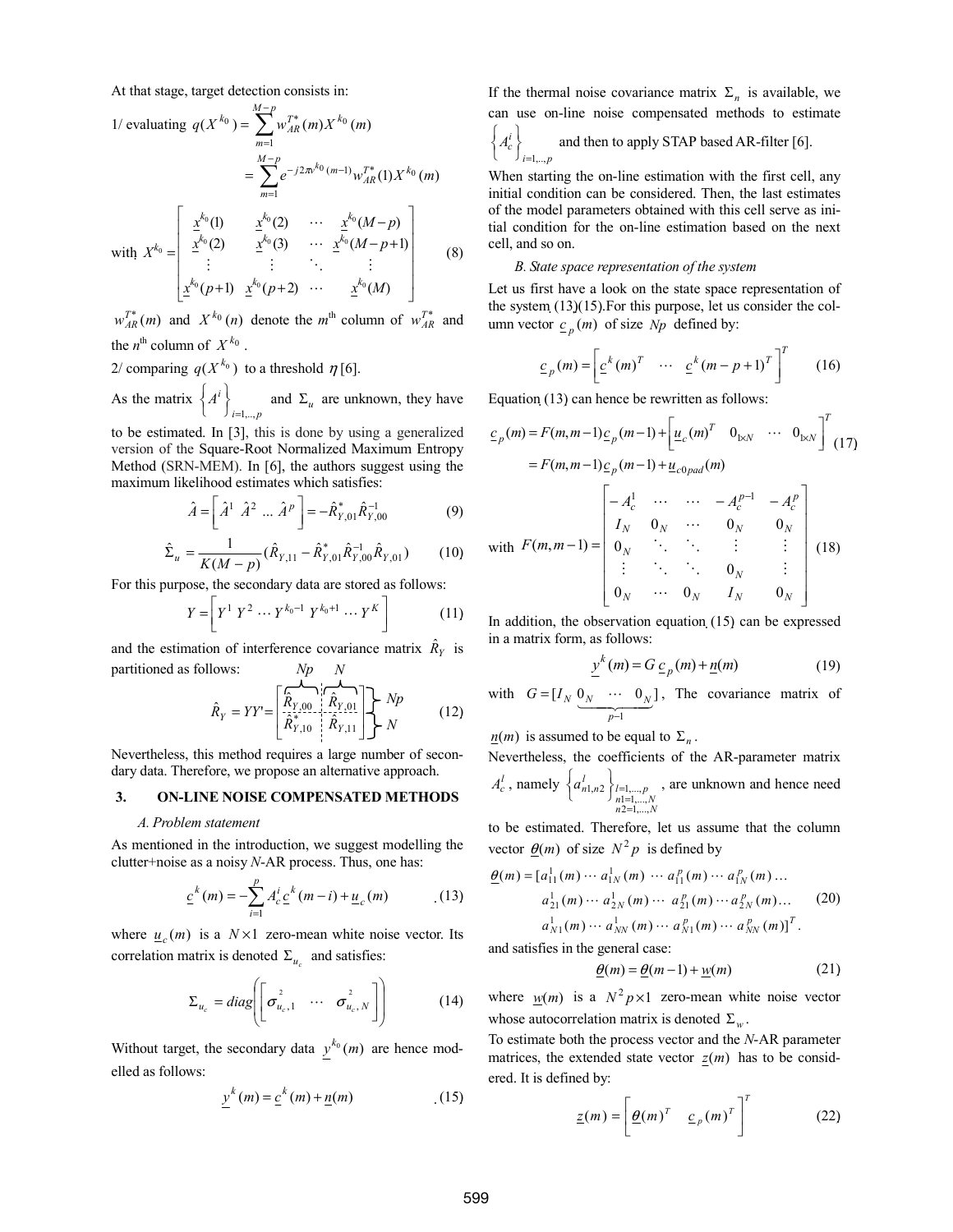At that stage, target detection consists in:

1/ evaluating 
$$q(X^{k_0}) = \sum_{m=1}^{M-p} w_{AR}^{T*}(m) X^{k_0}(m) = \sum_{m=1}^{M-p} e^{-j2\pi v^{k_0}(m-1)} w_{AR}^{T*}(1) X^{k_0}(m)$$

$$\text{with } X^{k_0} = \begin{bmatrix} \underline{x}^{k_0}(1) & \underline{x}^{k_0}(2) & \cdots & \underline{x}^{k_0}(M-p) \\ \underline{x}^{k_0}(2) & \underline{x}^{k_0}(3) & \cdots & \underline{x}^{k_0}(M-p+1) \\ \vdots & \vdots & \ddots & \vdots \\ \underline{x}^{k_0}(p+1) & \underline{x}^{k_0}(p+2) & \cdots & \underline{x}^{k_0}(M) \end{bmatrix} \quad (8)$$

$w_{AR}^{T*}(m)$ and $X^{k_0}(n)$ denote the $m^{\text{th}}$ column of $w_{AR}^{T*}$ and the $n^{\text{th}}$ column of $X^{k_0}$.

2/ comparing $q(X^{k_0})$ to a threshold $\eta$ [6].

As the matrix $\left\{A^i\right\}_{i=1,..,p}$ and $\Sigma_u$ are unknown, they have to be estimated. In [3], this is done by using a generalized version of the Square-Root Normalized Maximum Entropy Method (SRN-MEM). In [6], the authors suggest using the maximum likelihood estimates which satisfies:

$$\hat{A} = \left[\hat{A}^1 \ \hat{A}^2 \ \dots \ \hat{A}^p\right] = -\hat{R}_{Y,01}^{*} \hat{R}_{Y,00}^{-1} \quad (9)$$

$$\hat{\Sigma}_u = \frac{1}{K(M-p)}(\hat{R}_{Y,11} - \hat{R}_{Y,01}^{*} \hat{R}_{Y,00}^{-1} \hat{R}_{Y,01}) \quad (10)$$

For this purpose, the secondary data are stored as follows:

$$Y = \left[Y^1 \ Y^2 \cdots Y^{k_0-1} \ Y^{k_0+1} \cdots Y^K\right] \quad (11)$$

and the estimation of interference covariance matrix $\hat{R}_Y$ is partitioned as follows:

$$\hat{R}_Y = YY' = \begin{bmatrix} \hat{R}_{Y,00} & \hat{R}_{Y,01} \\ \hat{R}_{Y,10}^{*} & \hat{R}_{Y,11} \end{bmatrix} \begin{matrix} \} Np \\ \} N \end{matrix} \quad (12)$$

where the column blocks have sizes $Np$ and $N$.

Nevertheless, this method requires a large number of secondary data. Therefore, we propose an alternative approach.

## 3. ON-LINE NOISE COMPENSATED METHODS

### A. Problem statement

As mentioned in the introduction, we suggest modelling the clutter+noise as a noisy *N*-AR process. Thus, one has:

$$\underline{c}^k(m) = -\sum_{i=1}^{p} A_c^i \underline{c}^k(m-i) + \underline{u}_c(m) \quad (13)$$

where $\underline{u}_c(m)$ is a $N \times 1$ zero-mean white noise vector. Its correlation matrix is denoted $\Sigma_{u_c}$ and satisfies:

$$\Sigma_{u_c} = diag\left(\left[\sigma_{u_c,1}^2 \ \cdots \ \sigma_{u_c,N}^2\right]\right) \quad (14)$$

Without target, the secondary data $\underline{y}^{k_0}(m)$ are hence modelled as follows:

$$\underline{y}^k(m) = \underline{c}^k(m) + \underline{n}(m) \quad (15)$$

If the thermal noise covariance matrix $\Sigma_n$ is available, we can use on-line noise compensated methods to estimate $\left\{A_c^i\right\}_{i=1,..,p}$ and then to apply STAP based AR-filter [6].

When starting the on-line estimation with the first cell, any initial condition can be considered. Then, the last estimates of the model parameters obtained with this cell serve as initial condition for the on-line estimation based on the next cell, and so on.

### B. State space representation of the system

Let us first have a look on the state space representation of the system (13)(15). For this purpose, let us consider the column vector $\underline{c}_p(m)$ of size $Np$ defined by:

$$\underline{c}_p(m) = \left[\underline{c}^k(m)^T \ \cdots \ \underline{c}^k(m-p+1)^T\right]^T \quad (16)$$

Equation (13) can hence be rewritten as follows:

$$\begin{aligned} \underline{c}_p(m) &= F(m,m-1)\underline{c}_p(m-1) + \left[\underline{u}_c(m)^T \ \ 0_{1\times N} \ \cdots \ 0_{1\times N}\right]^T \\ &= F(m,m-1)\underline{c}_p(m-1) + \underline{u}_{c0pad}(m) \end{aligned} \quad (17)$$

$$\text{with } F(m,m-1) = \begin{bmatrix} -A_c^1 & \cdots & \cdots & -A_c^{p-1} & -A_c^p \\ I_N & 0_N & \cdots & 0_N & 0_N \\ 0_N & \ddots & \ddots & \vdots & \vdots \\ \vdots & \ddots & \ddots & 0_N & \vdots \\ 0_N & \cdots & 0_N & I_N & 0_N \end{bmatrix} \quad (18)$$

In addition, the observation equation (15) can be expressed in a matrix form, as follows:

$$\underline{y}^k(m) = G\,\underline{c}_p(m) + \underline{n}(m) \quad (19)$$

with $G = [I_N \ \underbrace{0_N \ \cdots \ 0_N}_{p-1}]$, The covariance matrix of $\underline{n}(m)$ is assumed to be equal to $\Sigma_n$.

Nevertheless, the coefficients of the AR-parameter matrix $A_c^l$, namely $\left\{a_{n1,n2}^l\right\}_{\substack{l=1,\dots,p \\ n1=1,\dots,N \\ n2=1,\dots,N}}$, are unknown and hence need to be estimated. Therefore, let us assume that the column vector $\underline{\theta}(m)$ of size $N^2 p$ is defined by

$$\begin{aligned} \underline{\theta}(m) = [&a_{11}^1(m) \cdots a_{1N}^1(m) \cdots a_{11}^p(m) \cdots a_{1N}^p(m) \dots \\ &a_{21}^1(m) \cdots a_{2N}^1(m) \cdots a_{21}^p(m) \cdots a_{2N}^p(m) \dots \\ &a_{N1}^1(m) \cdots a_{NN}^1(m) \cdots a_{N1}^p(m) \cdots a_{NN}^p(m)]^T. \end{aligned} \quad (20)$$

and satisfies in the general case:

$$\underline{\theta}(m) = \underline{\theta}(m-1) + \underline{w}(m) \quad (21)$$

where $\underline{w}(m)$ is a $N^2 p \times 1$ zero-mean white noise vector whose autocorrelation matrix is denoted $\Sigma_w$.

To estimate both the process vector and the *N*-AR parameter matrices, the extended state vector $\underline{z}(m)$ has to be considered. It is defined by:

$$\underline{z}(m) = \left[\underline{\theta}(m)^T \ \ \underline{c}_p(m)^T\right]^T \quad (22)$$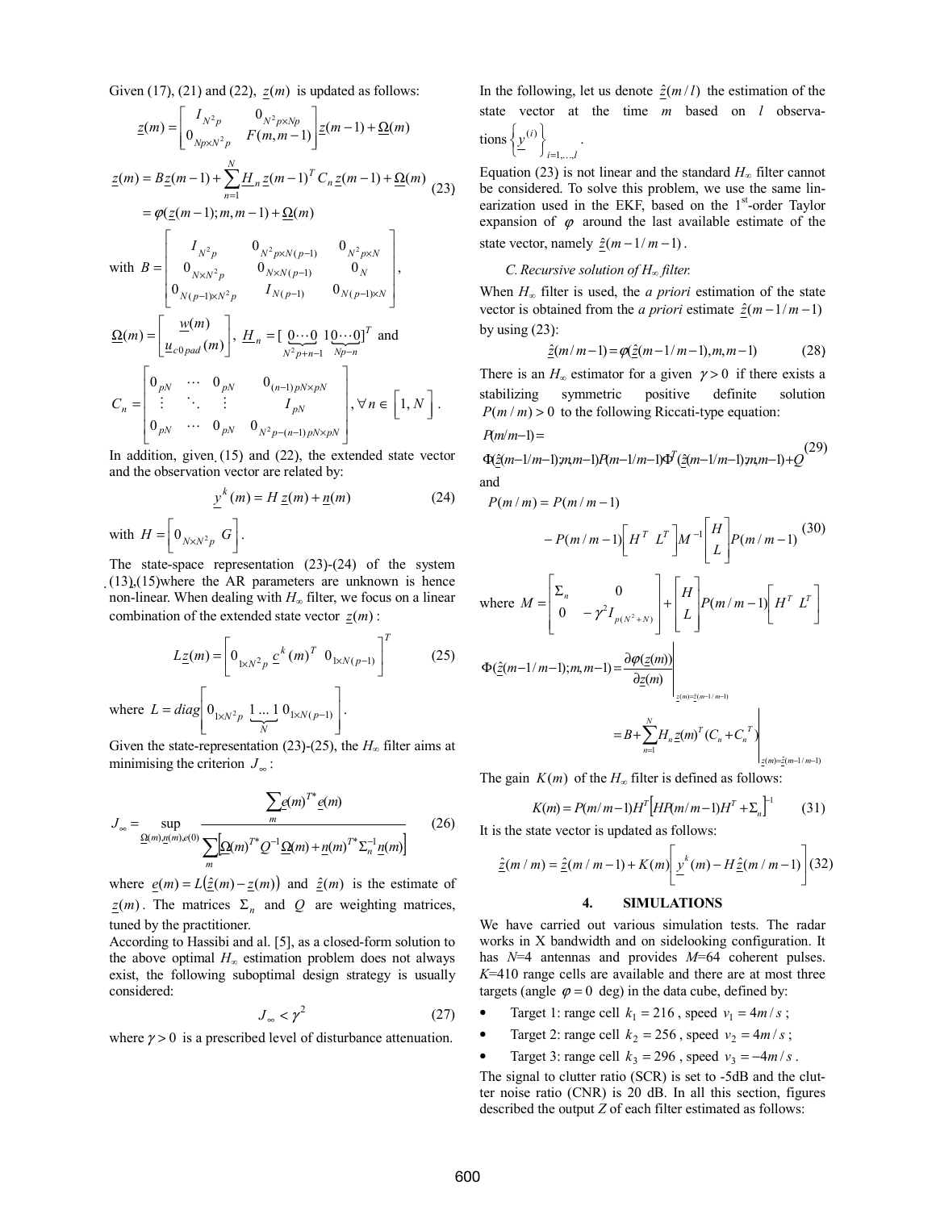Given (17), (21) and (22), $\underline{z}(m)$ is updated as follows:

$$\underline{z}(m) = \begin{bmatrix} I_{N^2p} & 0_{N^2p\times Np} \\ 0_{Np\times N^2p} & F(m,m-1) \end{bmatrix} \underline{z}(m-1) + \underline{\Omega}(m)$$

$$\begin{aligned} \underline{z}(m) &= B\underline{z}(m-1) + \sum_{n=1}^{N} \underline{H}_n \underline{z}(m-1)^T C_n \underline{z}(m-1) + \underline{\Omega}(m) \\ &= \varphi(\underline{z}(m-1); m, m-1) + \underline{\Omega}(m) \end{aligned} \tag{23}$$

with $B = \begin{bmatrix} I_{N^2p} & 0_{N^2p\times N(p-1)} & 0_{N^2p\times N} \\ 0_{N\times N^2p} & 0_{N\times N(p-1)} & 0_N \\ 0_{N(p-1)\times N^2p} & I_{N(p-1)} & 0_{N(p-1)\times N} \end{bmatrix}$,

$\underline{\Omega}(m) = \begin{bmatrix} \underline{w}(m) \\ \underline{u}_{c0pad}(m) \end{bmatrix}$, $\underline{H}_n = [\underbrace{0\cdots 0}_{N^2p+n-1} \; 1 \underbrace{0\cdots 0}_{Np-n}]^T$ and

$$C_n = \begin{bmatrix} 0_{pN} & \cdots & 0_{pN} & 0_{(n-1)pN\times pN} \\ \vdots & \ddots & \vdots & I_{pN} \\ 0_{pN} & \cdots & 0_{pN} & 0_{N^2p-(n-1)pN\times pN} \end{bmatrix}, \forall n \in [1, N].$$

In addition, given (15) and (22), the extended state vector and the observation vector are related by:

$$\underline{y}^k(m) = H\,\underline{z}(m) + \underline{n}(m) \tag{24}$$

with $H = \begin{bmatrix} 0_{N\times N^2p} & G \end{bmatrix}$.

The state-space representation (23)-(24) of the system (13),(15)where the AR parameters are unknown is hence non-linear. When dealing with $H_\infty$ filter, we focus on a linear combination of the extended state vector $\underline{z}(m)$:

$$L\underline{z}(m) = \begin{bmatrix} 0_{1\times N^2p} & \underline{c}^k(m)^T & 0_{1\times N(p-1)} \end{bmatrix}^T \tag{25}$$

where $L = diag\begin{bmatrix} 0_{1\times N^2p} & \underbrace{1 \ldots 1}_{N} & 0_{1\times N(p-1)} \end{bmatrix}$.

Given the state-representation (23)-(25), the $H_\infty$ filter aims at minimising the criterion $J_\infty$:

$$J_\infty = \sup_{\underline{\Omega}(m),\underline{n}(m),\underline{e}(0)} \frac{\sum_m \underline{e}(m)^{T*}\underline{e}(m)}{\sum_m \left[\underline{\Omega}(m)^{T*}Q^{-1}\underline{\Omega}(m) + \underline{n}(m)^{T*}\Sigma_n^{-1}\underline{n}(m)\right]} \tag{26}$$

where $\underline{e}(m) = L(\hat{\underline{z}}(m) - \underline{z}(m))$ and $\hat{\underline{z}}(m)$ is the estimate of $\underline{z}(m)$. The matrices $\Sigma_n$ and $Q$ are weighting matrices, tuned by the practitioner.

According to Hassibi and al. [5], as a closed-form solution to the above optimal $H_\infty$ estimation problem does not always exist, the following suboptimal design strategy is usually considered:

$$J_\infty < \gamma^2 \tag{27}$$

where $\gamma > 0$ is a prescribed level of disturbance attenuation.

In the following, let us denote $\hat{\underline{z}}(m/l)$ the estimation of the state vector at the time $m$ based on $l$ observations $\left\{\underline{y}^{(i)}\right\}_{i=1,\ldots,l}$.

Equation (23) is not linear and the standard $H_\infty$ filter cannot be considered. To solve this problem, we use the same linearization used in the EKF, based on the 1st-order Taylor expansion of $\varphi$ around the last available estimate of the state vector, namely $\hat{\underline{z}}(m-1/m-1)$.

### C. Recursive solution of $H_\infty$ filter.

When $H_\infty$ filter is used, the *a priori* estimation of the state vector is obtained from the *a priori* estimate $\hat{\underline{z}}(m-1/m-1)$ by using (23):

$$\hat{\underline{z}}(m/m-1) = \varphi(\hat{\underline{z}}(m-1/m-1), m, m-1) \tag{28}$$

There is an $H_\infty$ estimator for a given $\gamma > 0$ if there exists a stabilizing symmetric positive definite solution $P(m/m) > 0$ to the following Riccati-type equation:

$$P(m/m-1) = \Phi(\hat{\underline{z}}(m-1/m-1);m,m-1)P(m-1/m-1)\Phi^T(\hat{\underline{z}}(m-1/m-1);m,m-1) + Q \tag{29}$$

and

$$P(m/m) = P(m/m-1) - P(m/m-1)\begin{bmatrix} H^T & L^T \end{bmatrix} M^{-1} \begin{bmatrix} H \\ L \end{bmatrix} P(m/m-1) \tag{30}$$

where $M = \begin{bmatrix} \Sigma_n & 0 \\ 0 & -\gamma^2 I_{p(N^2+N)} \end{bmatrix} + \begin{bmatrix} H \\ L \end{bmatrix} P(m/m-1) \begin{bmatrix} H^T & L^T \end{bmatrix}$

$$\begin{aligned} \Phi(\hat{\underline{z}}(m-1/m-1);m,m-1) &= \left.\frac{\partial\varphi(\underline{z}(m))}{\partial\underline{z}(m)}\right|_{\underline{z}(m)=\hat{\underline{z}}(m-1/m-1)} \\ &= \left. B + \sum_{n=1}^{N} \underline{H}_n \underline{z}(m)^T (C_n + C_n^T) \right|_{\underline{z}(m)=\hat{\underline{z}}(m-1/m-1)} \end{aligned}$$

The gain $K(m)$ of the $H_\infty$ filter is defined as follows:

$$K(m) = P(m/m-1)H^T\left[HP(m/m-1)H^T + \Sigma_n\right]^{-1} \tag{31}$$

It is the state vector is updated as follows:

$$\hat{\underline{z}}(m/m) = \hat{\underline{z}}(m/m-1) + K(m)\left[\underline{y}^k(m) - H\hat{\underline{z}}(m/m-1)\right] \tag{32}$$

## 4. SIMULATIONS

We have carried out various simulation tests. The radar works in X bandwidth and on sidelooking configuration. It has $N$=4 antennas and provides $M$=64 coherent pulses. $K$=410 range cells are available and there are at most three targets (angle $\varphi = 0$ deg) in the data cube, defined by:

- Target 1: range cell $k_1 = 216$, speed $v_1 = 4m/s$;
- Target 2: range cell $k_2 = 256$, speed $v_2 = 4m/s$;
- Target 3: range cell $k_3 = 296$, speed $v_3 = -4m/s$.

The signal to clutter ratio (SCR) is set to -5dB and the clutter noise ratio (CNR) is 20 dB. In all this section, figures described the output $Z$ of each filter estimated as follows: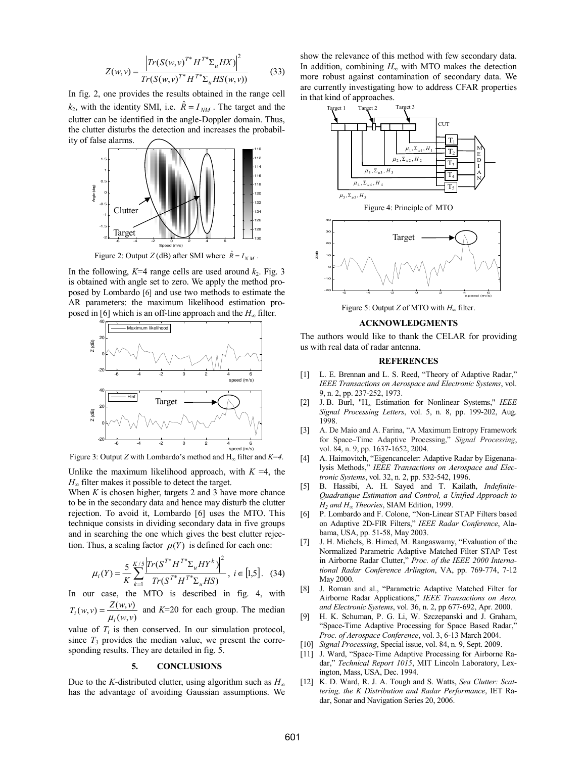$$Z(w,v) = \frac{\left|Tr(S(w,v)^{T*} H^{T*} \Sigma_u HX)\right|^2}{Tr(S(w,v)^{T*} H^{T*} \Sigma_u HS(w,v))} \quad (33)$$

In fig. 2, one provides the results obtained in the range cell $k_2$, with the identity SMI, i.e. $\hat{R} = I_{NM}$. The target and the clutter can be identified in the angle-Doppler domain. Thus, the clutter disturbs the detection and increases the probability of false alarms.

Clutter
Target
Angle (deg)
Speed (m/s)

Figure 2: Output $Z$ (dB) after SMI where $\hat{R} = I_{NM}$.

In the following, $K$=4 range cells are used around $k_2$. Fig. 3 is obtained with angle set to zero. We apply the method proposed by Lombardo [6] and use two methods to estimate the AR parameters: the maximum likelihood estimation proposed in [6] which is an off-line approach and the $H_\infty$ filter.

Maximum likelihood
Z (dB)
speed (m/s)

Hinf
Target
Z (dB)
speed (m/s)

Figure 3: Output $Z$ with Lombardo's method and $H_\infty$ filter and $K$=4.

Unlike the maximum likelihood approach, with $K$ =4, the $H_\infty$ filter makes it possible to detect the target.

When $K$ is chosen higher, targets 2 and 3 have more chance to be in the secondary data and hence may disturb the clutter rejection. To avoid it, Lombardo [6] uses the MTO. This technique consists in dividing secondary data in five groups and in searching the one which gives the best clutter rejection. Thus, a scaling factor $\mu(Y)$ is defined for each one:

$$\mu_i(Y) = \frac{5}{K} \sum_{k=1}^{K/5} \frac{\left|Tr(S^{T*} H^{T*} \Sigma_u HY^k)\right|^2}{Tr(S^{T*} H^{T*} \Sigma_u HS)}, \; i \in [1,5]. \quad (34)$$

In our case, the MTO is described in fig. 4, with $T_i(w,v) = \dfrac{Z(w,v)}{\mu_i(w,v)}$ and $K$=20 for each group. The median value of $T_i$ is then conserved. In our simulation protocol, since $T_3$ provides the median value, we present the corresponding results. They are detailed in fig. 5.

## 5. CONCLUSIONS

Due to the $K$-distributed clutter, using algorithm such as $H_\infty$ has the advantage of avoiding Gaussian assumptions. We show the relevance of this method with few secondary data. In addition, combining $H_\infty$ with MTO makes the detection more robust against contamination of secondary data. We are currently investigating how to address CFAR properties in that kind of approaches.

Target 1
Target 2
Target 3
CUT
$\mu_1, \Sigma_{u1}, H_1$
$\mu_2, \Sigma_{u2}, H_2$
$\mu_3, \Sigma_{u3}, H_3$
$\mu_4, \Sigma_{u4}, H_4$
$\mu_5, \Sigma_{u5}, H_5$
$T_1$
$T_2$
$T_3$
$T_4$
$T_5$
MEDIAN

Figure 4: Principle of MTO

Target
speed (m/s)

Figure 5: Output $Z$ of MTO with $H_\infty$ filter.

## ACKNOWLEDGMENTS

The authors would like to thank the CELAR for providing us with real data of radar antenna.

## REFERENCES

[1] L. E. Brennan and L. S. Reed, "Theory of Adaptive Radar," *IEEE Transactions on Aerospace and Electronic Systems*, vol. 9, n. 2, pp. 237-252, 1973.

[2] J. B. Burl, "$H_\infty$ Estimation for Nonlinear Systems," *IEEE Signal Processing Letters*, vol. 5, n. 8, pp. 199-202, Aug. 1998.

[3] A. De Maio and A. Farina, "A Maximum Entropy Framework for Space–Time Adaptive Processing," *Signal Processing*, vol. 84, n. 9, pp. 1637-1652, 2004.

[4] A. Haimovitch, "Eigencanceler: Adaptive Radar by Eigenanalysis Methods," *IEEE Transactions on Aerospace and Electronic Systems*, vol. 32, n. 2, pp. 532-542, 1996.

[5] B. Hassibi, A. H. Sayed and T. Kailath, *Indefinite-Quadratique Estimation and Control, a Unified Approach to $H_2$ and $H_\infty$ Theories*, SIAM Edition, 1999.

[6] P. Lombardo and F. Colone, "Non-Linear STAP Filters based on Adaptive 2D-FIR Filters," *IEEE Radar Conference*, Alabama, USA, pp. 51-58, May 2003.

[7] J. H. Michels, B. Himed, M. Rangaswamy, "Evaluation of the Normalized Parametric Adaptive Matched Filter STAP Test in Airborne Radar Clutter," *Proc. of the IEEE 2000 International Radar Conference Arlington*, VA, pp. 769-774, 7-12 May 2000.

[8] J. Roman and al., "Parametric Adaptive Matched Filter for Airborne Radar Applications," *IEEE Transactions on Aero. and Electronic Systems*, vol. 36, n. 2, pp 677-692, Apr. 2000.

[9] H. K. Schuman, P. G. Li, W. Szczepanski and J. Graham, "Space-Time Adaptive Processing for Space Based Radar," *Proc. of Aerospace Conference*, vol. 3, 6-13 March 2004.

[10] *Signal Processing*, Special issue, vol. 84, n. 9, Sept. 2009.

[11] J. Ward, "Space-Time Adaptive Processing for Airborne Radar," *Technical Report 1015*, MIT Lincoln Laboratory, Lexington, Mass, USA, Dec. 1994.

[12] K. D. Ward, R. J. A. Tough and S. Watts, *Sea Clutter: Scattering, the K Distribution and Radar Performance*, IET Radar, Sonar and Navigation Series 20, 2006.